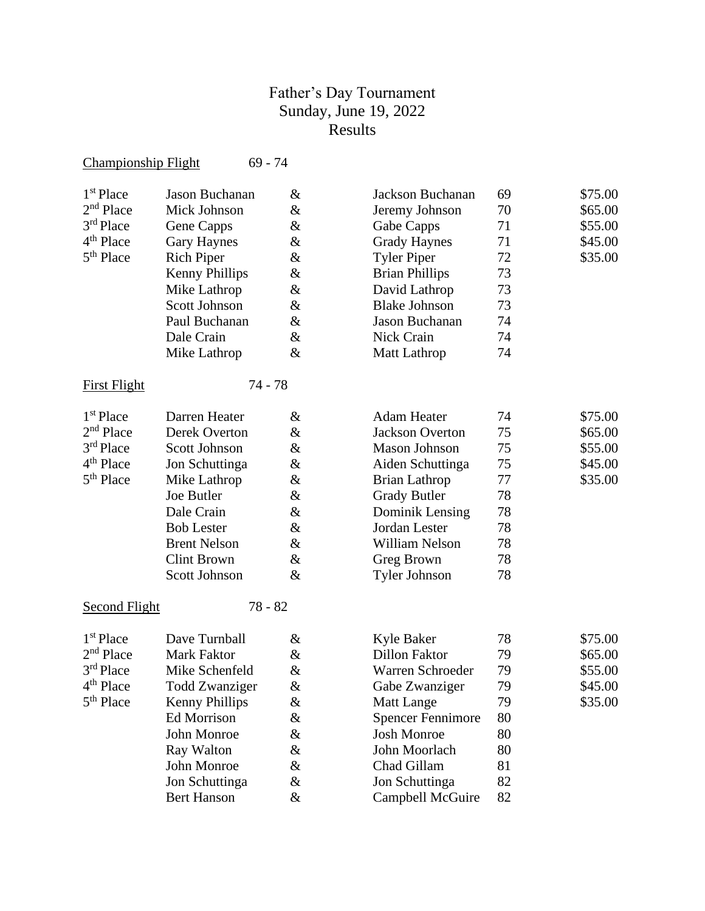# Father's Day Tournament
## Sunday, June 19, 2022
## Results

### Championship Flight 69 - 74

| Place | Player | | Player | Score | Prize |
|---|---|---|---|---|---|
| 1st Place | Jason Buchanan | & | Jackson Buchanan | 69 | $75.00 |
| 2nd Place | Mick Johnson | & | Jeremy Johnson | 70 | $65.00 |
| 3rd Place | Gene Capps | & | Gabe Capps | 71 | $55.00 |
| 4th Place | Gary Haynes | & | Grady Haynes | 71 | $45.00 |
| 5th Place | Rich Piper | & | Tyler Piper | 72 | $35.00 |
| | Kenny Phillips | & | Brian Phillips | 73 | |
| | Mike Lathrop | & | David Lathrop | 73 | |
| | Scott Johnson | & | Blake Johnson | 73 | |
| | Paul Buchanan | & | Jason Buchanan | 74 | |
| | Dale Crain | & | Nick Crain | 74 | |
| | Mike Lathrop | & | Matt Lathrop | 74 | |

### First Flight 74 - 78

| Place | Player | | Player | Score | Prize |
|---|---|---|---|---|---|
| 1st Place | Darren Heater | & | Adam Heater | 74 | $75.00 |
| 2nd Place | Derek Overton | & | Jackson Overton | 75 | $65.00 |
| 3rd Place | Scott Johnson | & | Mason Johnson | 75 | $55.00 |
| 4th Place | Jon Schuttinga | & | Aiden Schuttinga | 75 | $45.00 |
| 5th Place | Mike Lathrop | & | Brian Lathrop | 77 | $35.00 |
| | Joe Butler | & | Grady Butler | 78 | |
| | Dale Crain | & | Dominik Lensing | 78 | |
| | Bob Lester | & | Jordan Lester | 78 | |
| | Brent Nelson | & | William Nelson | 78 | |
| | Clint Brown | & | Greg Brown | 78 | |
| | Scott Johnson | & | Tyler Johnson | 78 | |

### Second Flight 78 - 82

| Place | Player | | Player | Score | Prize |
|---|---|---|---|---|---|
| 1st Place | Dave Turnball | & | Kyle Baker | 78 | $75.00 |
| 2nd Place | Mark Faktor | & | Dillon Faktor | 79 | $65.00 |
| 3rd Place | Mike Schenfeld | & | Warren Schroeder | 79 | $55.00 |
| 4th Place | Todd Zwanziger | & | Gabe Zwanziger | 79 | $45.00 |
| 5th Place | Kenny Phillips | & | Matt Lange | 79 | $35.00 |
| | Ed Morrison | & | Spencer Fennimore | 80 | |
| | John Monroe | & | Josh Monroe | 80 | |
| | Ray Walton | & | John Moorlach | 80 | |
| | John Monroe | & | Chad Gillam | 81 | |
| | Jon Schuttinga | & | Jon Schuttinga | 82 | |
| | Bert Hanson | & | Campbell McGuire | 82 | |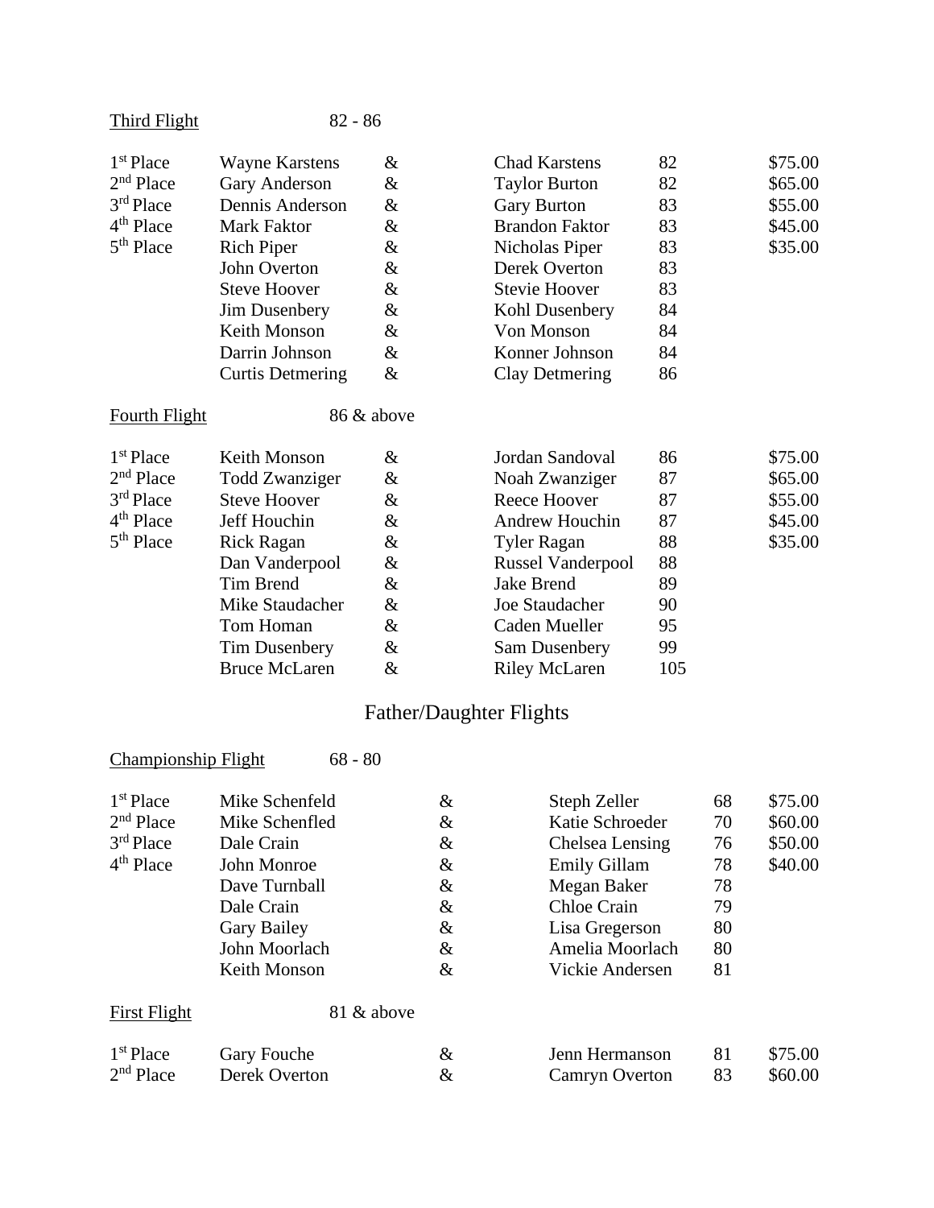Third Flight 82 - 86

| Place | Player 1 | | Player 2 | Score | Prize |
|---|---|---|---|---|---|
| 1st Place | Wayne Karstens | & | Chad Karstens | 82 | $75.00 |
| 2nd Place | Gary Anderson | & | Taylor Burton | 82 | $65.00 |
| 3rd Place | Dennis Anderson | & | Gary Burton | 83 | $55.00 |
| 4th Place | Mark Faktor | & | Brandon Faktor | 83 | $45.00 |
| 5th Place | Rich Piper | & | Nicholas Piper | 83 | $35.00 |
| | John Overton | & | Derek Overton | 83 | |
| | Steve Hoover | & | Stevie Hoover | 83 | |
| | Jim Dusenbery | & | Kohl Dusenbery | 84 | |
| | Keith Monson | & | Von Monson | 84 | |
| | Darrin Johnson | & | Konner Johnson | 84 | |
| | Curtis Detmering | & | Clay Detmering | 86 | |

Fourth Flight 86 & above

| Place | Player 1 | | Player 2 | Score | Prize |
|---|---|---|---|---|---|
| 1st Place | Keith Monson | & | Jordan Sandoval | 86 | $75.00 |
| 2nd Place | Todd Zwanziger | & | Noah Zwanziger | 87 | $65.00 |
| 3rd Place | Steve Hoover | & | Reece Hoover | 87 | $55.00 |
| 4th Place | Jeff Houchin | & | Andrew Houchin | 87 | $45.00 |
| 5th Place | Rick Ragan | & | Tyler Ragan | 88 | $35.00 |
| | Dan Vanderpool | & | Russel Vanderpool | 88 | |
| | Tim Brend | & | Jake Brend | 89 | |
| | Mike Staudacher | & | Joe Staudacher | 90 | |
| | Tom Homan | & | Caden Mueller | 95 | |
| | Tim Dusenbery | & | Sam Dusenbery | 99 | |
| | Bruce McLaren | & | Riley McLaren | 105 | |

## Father/Daughter Flights

Championship Flight 68 - 80

| Place | Father | | Daughter | Score | Prize |
|---|---|---|---|---|---|
| 1st Place | Mike Schenfeld | & | Steph Zeller | 68 | $75.00 |
| 2nd Place | Mike Schenfled | & | Katie Schroeder | 70 | $60.00 |
| 3rd Place | Dale Crain | & | Chelsea Lensing | 76 | $50.00 |
| 4th Place | John Monroe | & | Emily Gillam | 78 | $40.00 |
| | Dave Turnball | & | Megan Baker | 78 | |
| | Dale Crain | & | Chloe Crain | 79 | |
| | Gary Bailey | & | Lisa Gregerson | 80 | |
| | John Moorlach | & | Amelia Moorlach | 80 | |
| | Keith Monson | & | Vickie Andersen | 81 | |

First Flight 81 & above

| Place | Father | | Daughter | Score | Prize |
|---|---|---|---|---|---|
| 1st Place | Gary Fouche | & | Jenn Hermanson | 81 | $75.00 |
| 2nd Place | Derek Overton | & | Camryn Overton | 83 | $60.00 |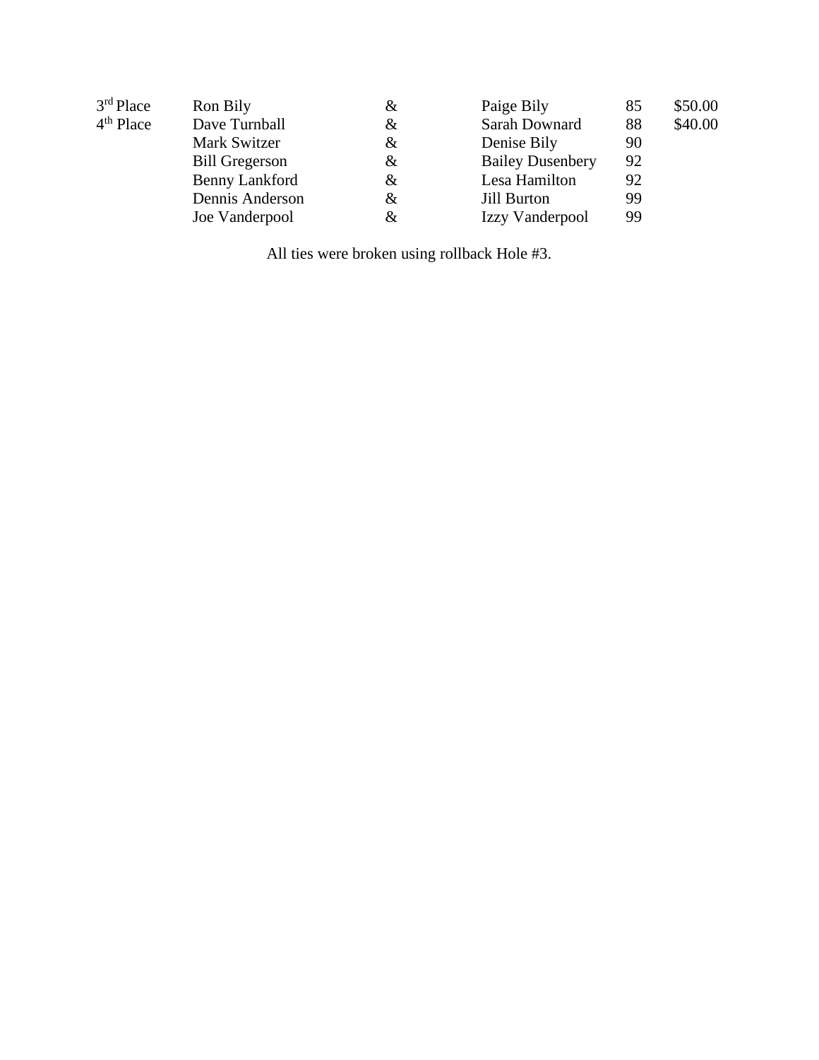| | | | | | |
|---|---|---|---|---|---|
| 3rd Place | Ron Bily | & | Paige Bily | 85 | $50.00 |
| 4th Place | Dave Turnball | & | Sarah Downard | 88 | $40.00 |
| | Mark Switzer | & | Denise Bily | 90 | |
| | Bill Gregerson | & | Bailey Dusenbery | 92 | |
| | Benny Lankford | & | Lesa Hamilton | 92 | |
| | Dennis Anderson | & | Jill Burton | 99 | |
| | Joe Vanderpool | & | Izzy Vanderpool | 99 | |

All ties were broken using rollback Hole #3.